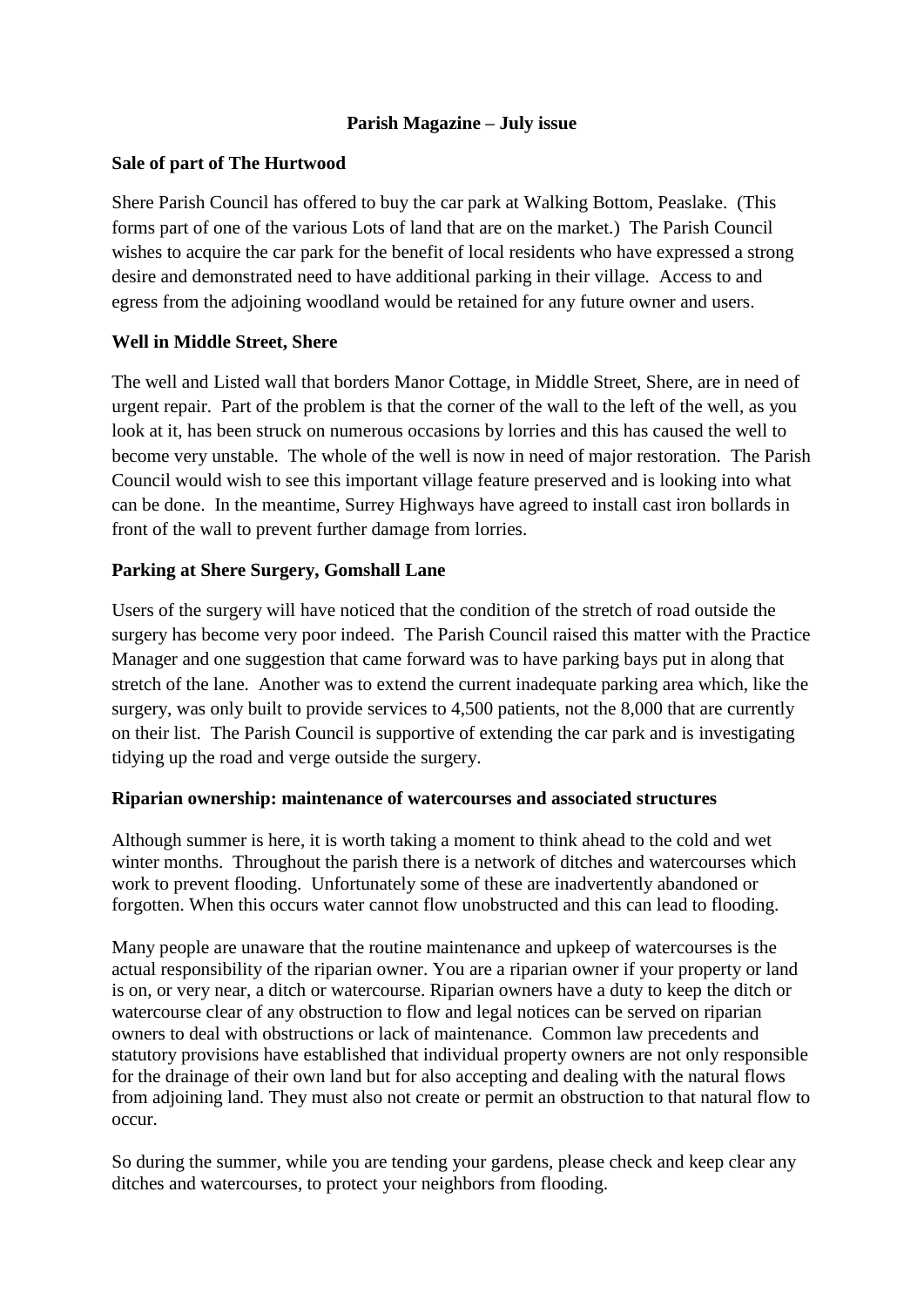# Parish Magazine – July issue

## Sale of part of The Hurtwood

Shere Parish Council has offered to buy the car park at Walking Bottom, Peaslake. (This forms part of one of the various Lots of land that are on the market.) The Parish Council wishes to acquire the car park for the benefit of local residents who have expressed a strong desire and demonstrated need to have additional parking in their village. Access to and egress from the adjoining woodland would be retained for any future owner and users.

## Well in Middle Street, Shere

The well and Listed wall that borders Manor Cottage, in Middle Street, Shere, are in need of urgent repair. Part of the problem is that the corner of the wall to the left of the well, as you look at it, has been struck on numerous occasions by lorries and this has caused the well to become very unstable. The whole of the well is now in need of major restoration. The Parish Council would wish to see this important village feature preserved and is looking into what can be done. In the meantime, Surrey Highways have agreed to install cast iron bollards in front of the wall to prevent further damage from lorries.

## Parking at Shere Surgery, Gomshall Lane

Users of the surgery will have noticed that the condition of the stretch of road outside the surgery has become very poor indeed. The Parish Council raised this matter with the Practice Manager and one suggestion that came forward was to have parking bays put in along that stretch of the lane. Another was to extend the current inadequate parking area which, like the surgery, was only built to provide services to 4,500 patients, not the 8,000 that are currently on their list. The Parish Council is supportive of extending the car park and is investigating tidying up the road and verge outside the surgery.

## Riparian ownership: maintenance of watercourses and associated structures

Although summer is here, it is worth taking a moment to think ahead to the cold and wet winter months. Throughout the parish there is a network of ditches and watercourses which work to prevent flooding. Unfortunately some of these are inadvertently abandoned or forgotten. When this occurs water cannot flow unobstructed and this can lead to flooding.

Many people are unaware that the routine maintenance and upkeep of watercourses is the actual responsibility of the riparian owner. You are a riparian owner if your property or land is on, or very near, a ditch or watercourse. Riparian owners have a duty to keep the ditch or watercourse clear of any obstruction to flow and legal notices can be served on riparian owners to deal with obstructions or lack of maintenance. Common law precedents and statutory provisions have established that individual property owners are not only responsible for the drainage of their own land but for also accepting and dealing with the natural flows from adjoining land. They must also not create or permit an obstruction to that natural flow to occur.

So during the summer, while you are tending your gardens, please check and keep clear any ditches and watercourses, to protect your neighbors from flooding.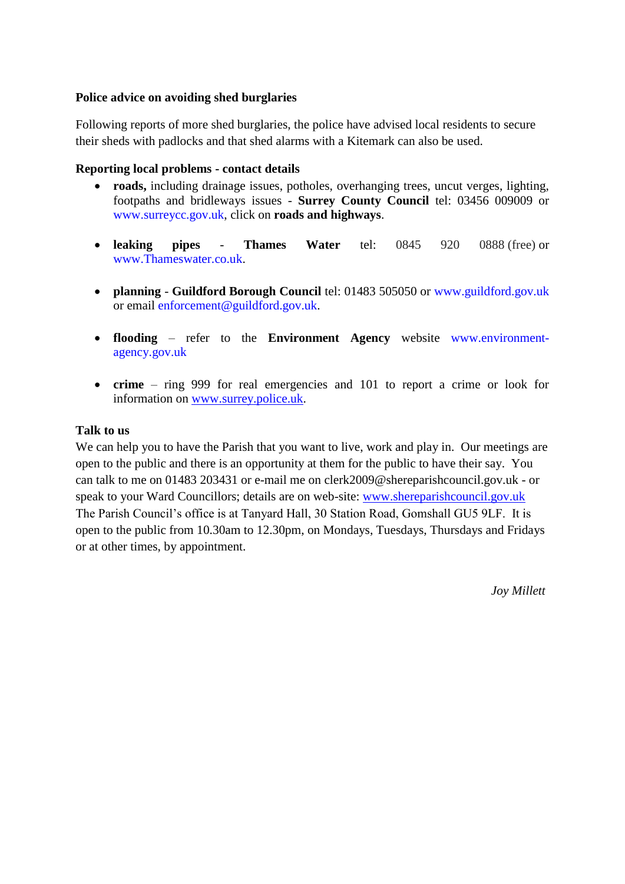**Police advice on avoiding shed burglaries**

Following reports of more shed burglaries, the police have advised local residents to secure their sheds with padlocks and that shed alarms with a Kitemark can also be used.

**Reporting local problems - contact details**

- **roads,** including drainage issues, potholes, overhanging trees, uncut verges, lighting, footpaths and bridleways issues - **Surrey County Council** tel: 03456 009009 or www.surreycc.gov.uk, click on **roads and highways**.
- **leaking pipes** - **Thames Water** tel: 0845 920 0888 (free) or www.Thameswater.co.uk.
- **planning** - **Guildford Borough Council** tel: 01483 505050 or www.guildford.gov.uk or email enforcement@guildford.gov.uk.
- **flooding** – refer to the **Environment Agency** website www.environment-agency.gov.uk
- **crime** – ring 999 for real emergencies and 101 to report a crime or look for information on www.surrey.police.uk.

**Talk to us**

We can help you to have the Parish that you want to live, work and play in. Our meetings are open to the public and there is an opportunity at them for the public to have their say. You can talk to me on 01483 203431 or e-mail me on clerk2009@shereparishcouncil.gov.uk - or speak to your Ward Councillors; details are on web-site: www.shereparishcouncil.gov.uk
The Parish Council's office is at Tanyard Hall, 30 Station Road, Gomshall GU5 9LF. It is open to the public from 10.30am to 12.30pm, on Mondays, Tuesdays, Thursdays and Fridays or at other times, by appointment.

*Joy Millett*